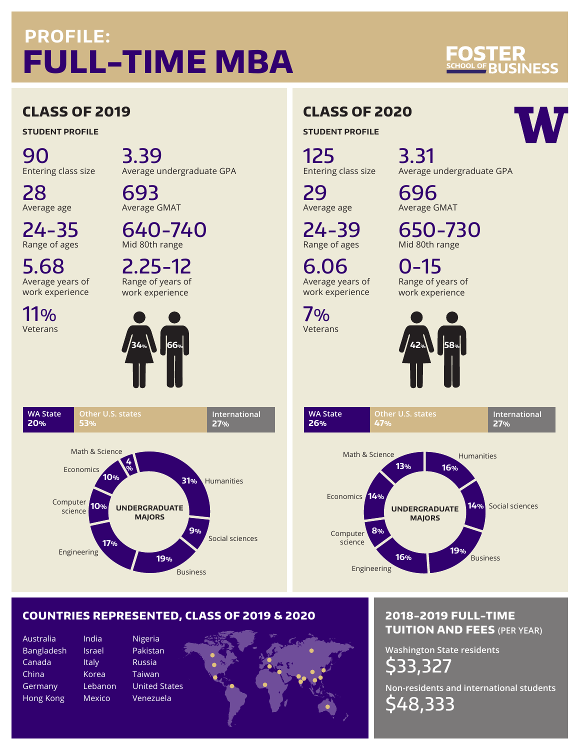# PROFILE: FULL-TIME MBA

FOSTER SCHOOL OF BUSINESS

## CLASS OF 2019

### STUDENT PROFILE

**90**
Entering class size

**3.39**
Average undergraduate GPA

**28**
Average age

**693**
Average GMAT

**24-35**
Range of ages

**640-740**
Mid 80th range

**5.68**
Average years of work experience

**2.25-12**
Range of years of work experience

**11%**
Veterans

Women 34% / Men 66%

| WA State | Other U.S. states | International |
|---|---|---|
| 20% | 53% | 27% |

**UNDERGRADUATE MAJORS**

| Major | % |
|---|---|
| Humanities | 31% |
| Social sciences | 9% |
| Business | 19% |
| Engineering | 17% |
| Computer science | 10% |
| Economics | 10% |
| Math & Science | 4% |

## CLASS OF 2020

### STUDENT PROFILE

**125**
Entering class size

**3.31**
Average undergraduate GPA

**29**
Average age

**696**
Average GMAT

**24-39**
Range of ages

**650-730**
Mid 80th range

**6.06**
Average years of work experience

**0-15**
Range of years of work experience

**7%**
Veterans

Women 42% / Men 58%

| WA State | Other U.S. states | International |
|---|---|---|
| 26% | 47% | 27% |

**UNDERGRADUATE MAJORS**

| Major | % |
|---|---|
| Humanities | 16% |
| Social sciences | 14% |
| Business | 19% |
| Engineering | 16% |
| Computer science | 8% |
| Economics | 14% |
| Math & Science | 13% |

## COUNTRIES REPRESENTED, CLASS OF 2019 & 2020

- Australia
- Bangladesh
- Canada
- China
- Germany
- Hong Kong
- India
- Israel
- Italy
- Korea
- Lebanon
- Mexico
- Nigeria
- Pakistan
- Russia
- Taiwan
- United States
- Venezuela

## 2018-2019 FULL-TIME TUITION AND FEES (PER YEAR)

**Washington State residents**
$33,327

**Non-residents and international students**
$48,333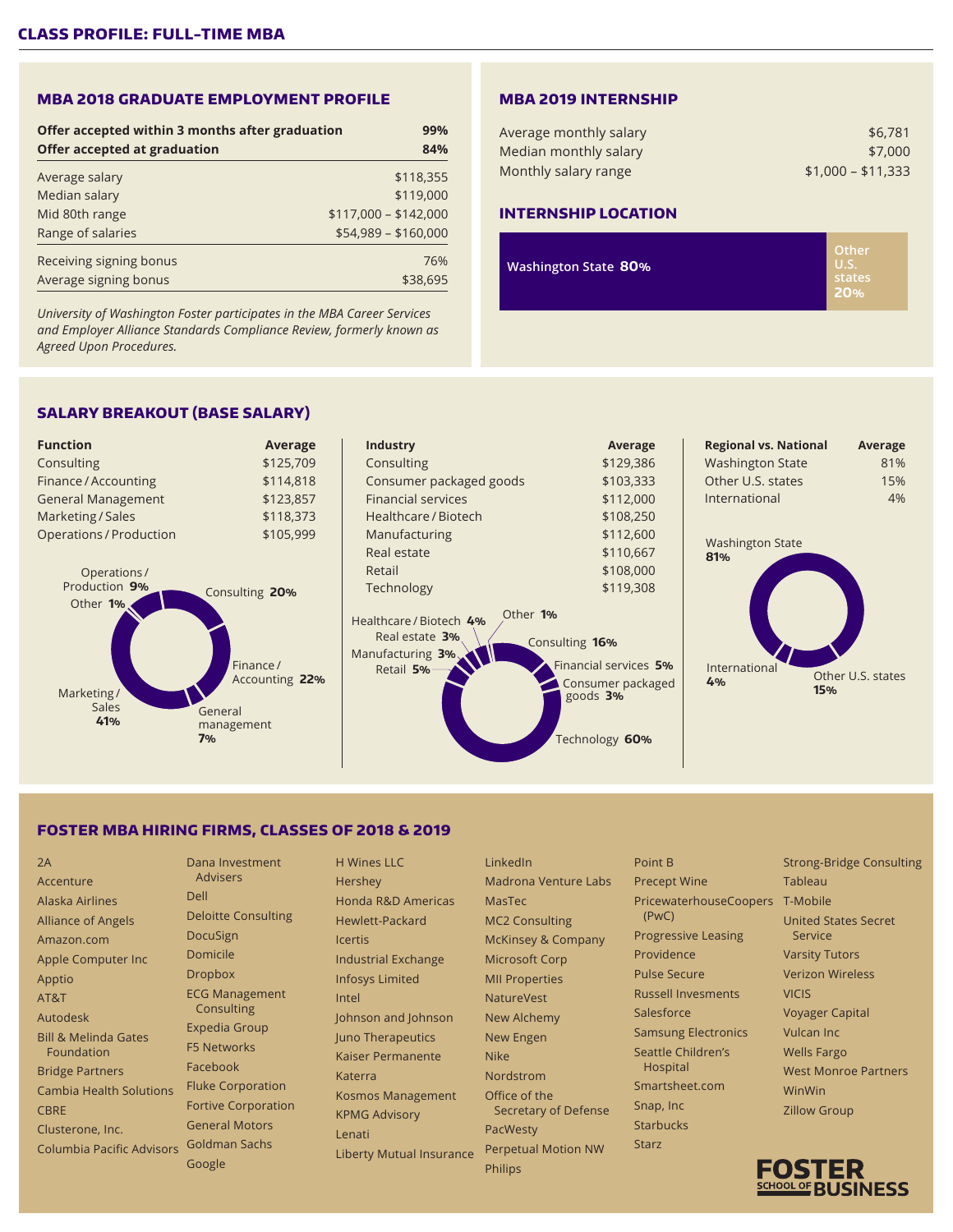## CLASS PROFILE: FULL-TIME MBA

### MBA 2018 GRADUATE EMPLOYMENT PROFILE

| | |
|---|---|
| **Offer accepted within 3 months after graduation** | **99%** |
| **Offer accepted at graduation** | **84%** |
| Average salary | $118,355 |
| Median salary | $119,000 |
| Mid 80th range | $117,000 – $142,000 |
| Range of salaries | $54,989 – $160,000 |
| Receiving signing bonus | 76% |
| Average signing bonus | $38,695 |

*University of Washington Foster participates in the MBA Career Services and Employer Alliance Standards Compliance Review, formerly known as Agreed Upon Procedures.*

### MBA 2019 INTERNSHIP

| | |
|---|---|
| Average monthly salary | $6,781 |
| Median monthly salary | $7,000 |
| Monthly salary range | $1,000 – $11,333 |

### INTERNSHIP LOCATION

Washington State **80%**

Other U.S. states **20%**

### SALARY BREAKOUT (BASE SALARY)

| Function | Average |
|---|---|
| Consulting | $125,709 |
| Finance / Accounting | $114,818 |
| General Management | $123,857 |
| Marketing / Sales | $118,373 |
| Operations / Production | $105,999 |

Operations / Production **9%**
Other **1%**
Consulting **20%**
Finance / Accounting **22%**
General management **7%**
Marketing / Sales **41%**

| Industry | Average |
|---|---|
| Consulting | $129,386 |
| Consumer packaged goods | $103,333 |
| Financial services | $112,000 |
| Healthcare / Biotech | $108,250 |
| Manufacturing | $112,600 |
| Real estate | $110,667 |
| Retail | $108,000 |
| Technology | $119,308 |

Healthcare / Biotech **4%**
Other **1%**
Real estate **3%**
Manufacturing **3%**
Retail **5%**
Consulting **16%**
Financial services **5%**
Consumer packaged goods **3%**
Technology **60%**

| Regional vs. National | Average |
|---|---|
| Washington State | 81% |
| Other U.S. states | 15% |
| International | 4% |

Washington State **81%**
International **4%**
Other U.S. states **15%**

### FOSTER MBA HIRING FIRMS, CLASSES OF 2018 & 2019

2A
Accenture
Alaska Airlines
Alliance of Angels
Amazon.com
Apple Computer Inc
Apptio
AT&T
Autodesk
Bill & Melinda Gates Foundation
Bridge Partners
Cambia Health Solutions
CBRE
Clusterone, Inc.
Columbia Pacific Advisors
Dana Investment Advisers
Dell
Deloitte Consulting
DocuSign
Domicile
Dropbox
ECG Management Consulting
Expedia Group
F5 Networks
Facebook
Fluke Corporation
Fortive Corporation
General Motors
Goldman Sachs
Google
H Wines LLC
Hershey
Honda R&D Americas
Hewlett-Packard
Icertis
Industrial Exchange
Infosys Limited
Intel
Johnson and Johnson
Juno Therapeutics
Kaiser Permanente
Katerra
Kosmos Management
KPMG Advisory
Lenati
Liberty Mutual Insurance
LinkedIn
Madrona Venture Labs
MasTec
MC2 Consulting
McKinsey & Company
Microsoft Corp
MII Properties
NatureVest
New Alchemy
New Engen
Nike
Nordstrom
Office of the Secretary of Defense
PacWesty
Perpetual Motion NW
Philips
Point B
Precept Wine
PricewaterhouseCoopers (PwC)
Progressive Leasing
Providence
Pulse Secure
Russell Invesments
Salesforce
Samsung Electronics
Seattle Children's Hospital
Smartsheet.com
Snap, Inc
Starbucks
Starz
Strong-Bridge Consulting
Tableau
T-Mobile
United States Secret Service
Varsity Tutors
Verizon Wireless
VICIS
Voyager Capital
Vulcan Inc
Wells Fargo
West Monroe Partners
WinWin
Zillow Group

FOSTER SCHOOL OF BUSINESS